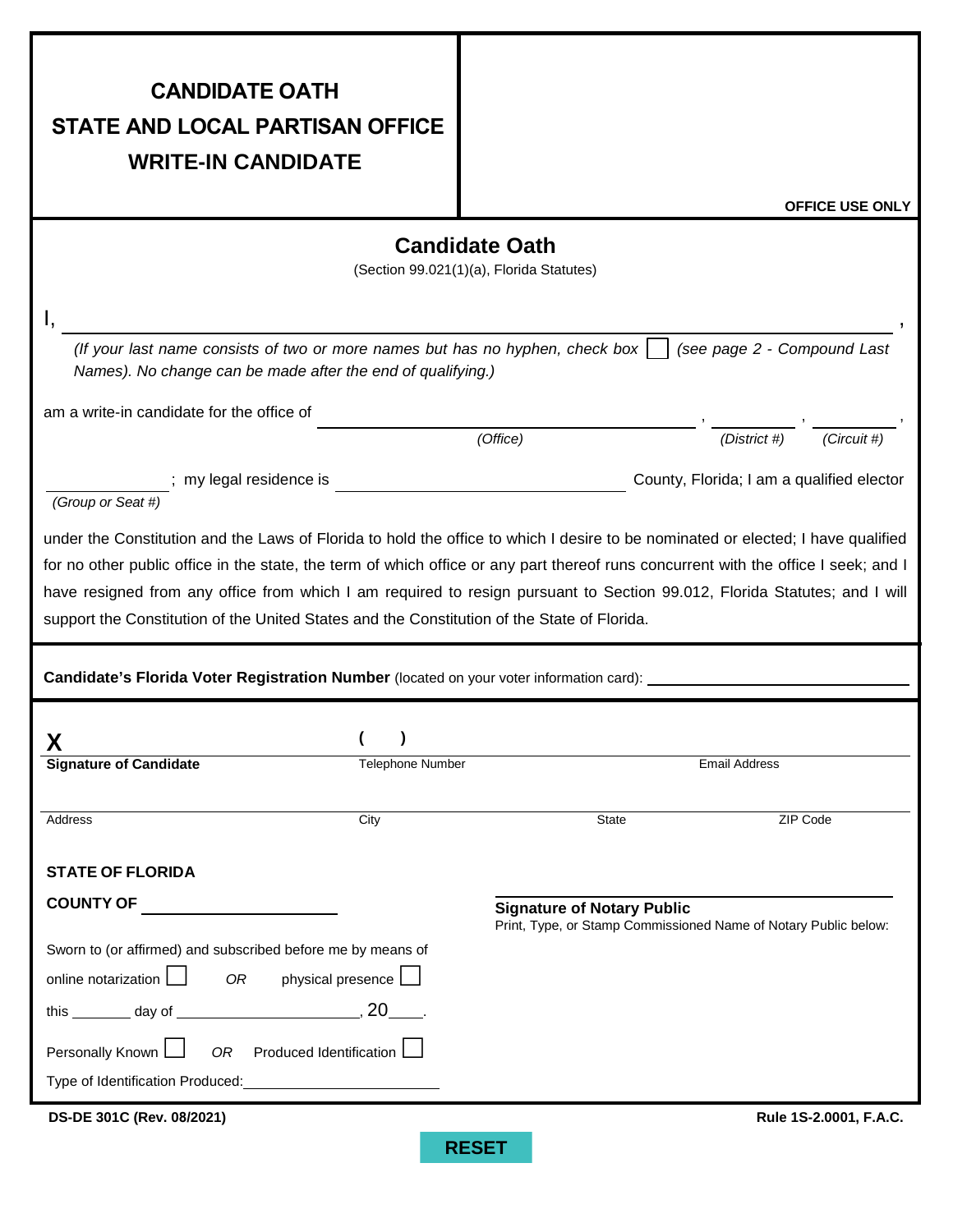# CANDIDATE OATH
# STATE AND LOCAL PARTISAN OFFICE
# WRITE-IN CANDIDATE

OFFICE USE ONLY

## Candidate Oath

(Section 99.021(1)(a), Florida Statutes)

I, ______________________________________________________________________,

*(If your last name consists of two or more names but has no hyphen, check box ☐ (see page 2 - Compound Last Names). No change can be made after the end of qualifying.)*

am a write-in candidate for the office of ______________________________, __________, __________,
*(Office)* *(District #)* *(Circuit #)*

__________; my legal residence is ______________________________ County, Florida; I am a qualified elector
*(Group or Seat #)*

under the Constitution and the Laws of Florida to hold the office to which I desire to be nominated or elected; I have qualified for no other public office in the state, the term of which office or any part thereof runs concurrent with the office I seek; and I have resigned from any office from which I am required to resign pursuant to Section 99.012, Florida Statutes; and I will support the Constitution of the United States and the Constitution of the State of Florida.

**Candidate's Florida Voter Registration Number** (located on your voter information card): ______________________________

**X** ______________________ ( ) ______________________ ______________________

**Signature of Candidate** Telephone Number Email Address

______________________________________________________________________

Address City State ZIP Code

**STATE OF FLORIDA**

**COUNTY OF** ______________________

______________________________
**Signature of Notary Public**
Print, Type, or Stamp Commissioned Name of Notary Public below:

Sworn to (or affirmed) and subscribed before me by means of

online notarization ☐ *OR* physical presence ☐

this ________ day of ______________________, 20____.

Personally Known ☐ *OR* Produced Identification ☐

Type of Identification Produced: ______________________

**DS-DE 301C (Rev. 08/2021)** **Rule 1S-2.0001, F.A.C.**

RESET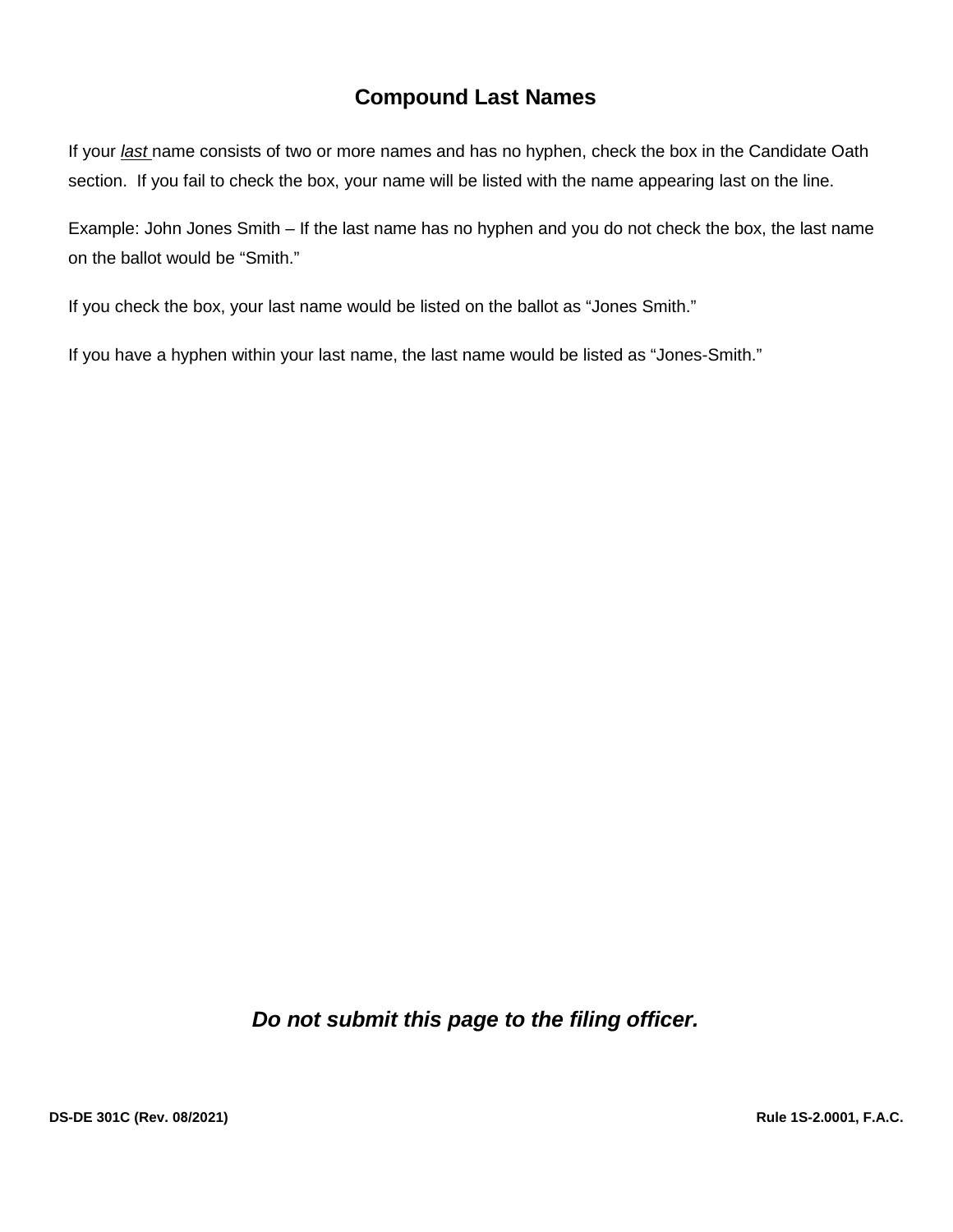## Compound Last Names

If your *last* name consists of two or more names and has no hyphen, check the box in the Candidate Oath section. If you fail to check the box, your name will be listed with the name appearing last on the line.

Example: John Jones Smith – If the last name has no hyphen and you do not check the box, the last name on the ballot would be "Smith."

If you check the box, your last name would be listed on the ballot as "Jones Smith."

If you have a hyphen within your last name, the last name would be listed as "Jones-Smith."

***Do not submit this page to the filing officer.***

**DS-DE 301C (Rev. 08/2021)** **Rule 1S-2.0001, F.A.C.**